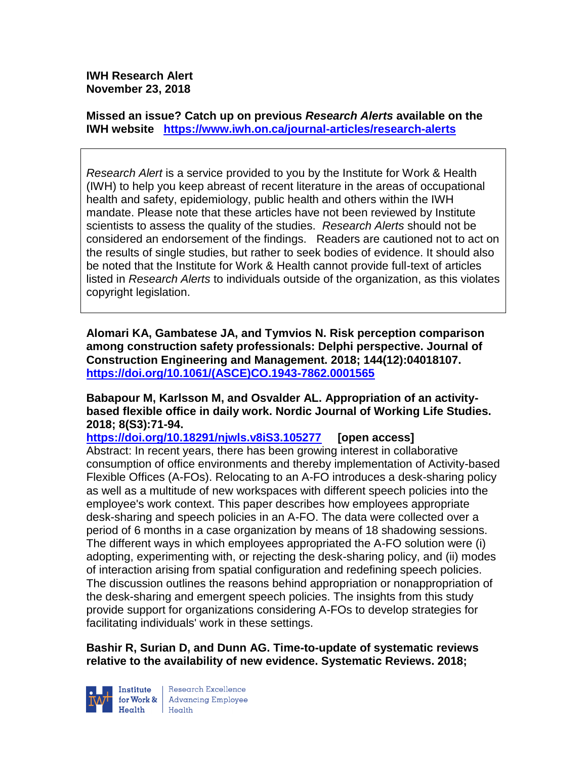**IWH Research Alert**
**November 23, 2018**

**Missed an issue? Catch up on previous *Research Alerts* available on the IWH website https://www.iwh.on.ca/journal-articles/research-alerts**

*Research Alert* is a service provided to you by the Institute for Work & Health (IWH) to help you keep abreast of recent literature in the areas of occupational health and safety, epidemiology, public health and others within the IWH mandate. Please note that these articles have not been reviewed by Institute scientists to assess the quality of the studies. *Research Alerts* should not be considered an endorsement of the findings. Readers are cautioned not to act on the results of single studies, but rather to seek bodies of evidence. It should also be noted that the Institute for Work & Health cannot provide full-text of articles listed in *Research Alerts* to individuals outside of the organization, as this violates copyright legislation.

**Alomari KA, Gambatese JA, and Tymvios N. Risk perception comparison among construction safety professionals: Delphi perspective. Journal of Construction Engineering and Management. 2018; 144(12):04018107.**
**https://doi.org/10.1061/(ASCE)CO.1943-7862.0001565**

**Babapour M, Karlsson M, and Osvalder AL. Appropriation of an activity-based flexible office in daily work. Nordic Journal of Working Life Studies. 2018; 8(S3):71-94.**
**https://doi.org/10.18291/njwls.v8iS3.105277 [open access]**
Abstract: In recent years, there has been growing interest in collaborative consumption of office environments and thereby implementation of Activity-based Flexible Offices (A-FOs). Relocating to an A-FO introduces a desk-sharing policy as well as a multitude of new workspaces with different speech policies into the employee's work context. This paper describes how employees appropriate desk-sharing and speech policies in an A-FO. The data were collected over a period of 6 months in a case organization by means of 18 shadowing sessions. The different ways in which employees appropriated the A-FO solution were (i) adopting, experimenting with, or rejecting the desk-sharing policy, and (ii) modes of interaction arising from spatial configuration and redefining speech policies. The discussion outlines the reasons behind appropriation or nonappropriation of the desk-sharing and emergent speech policies. The insights from this study provide support for organizations considering A-FOs to develop strategies for facilitating individuals' work in these settings.

**Bashir R, Surian D, and Dunn AG. Time-to-update of systematic reviews relative to the availability of new evidence. Systematic Reviews. 2018;**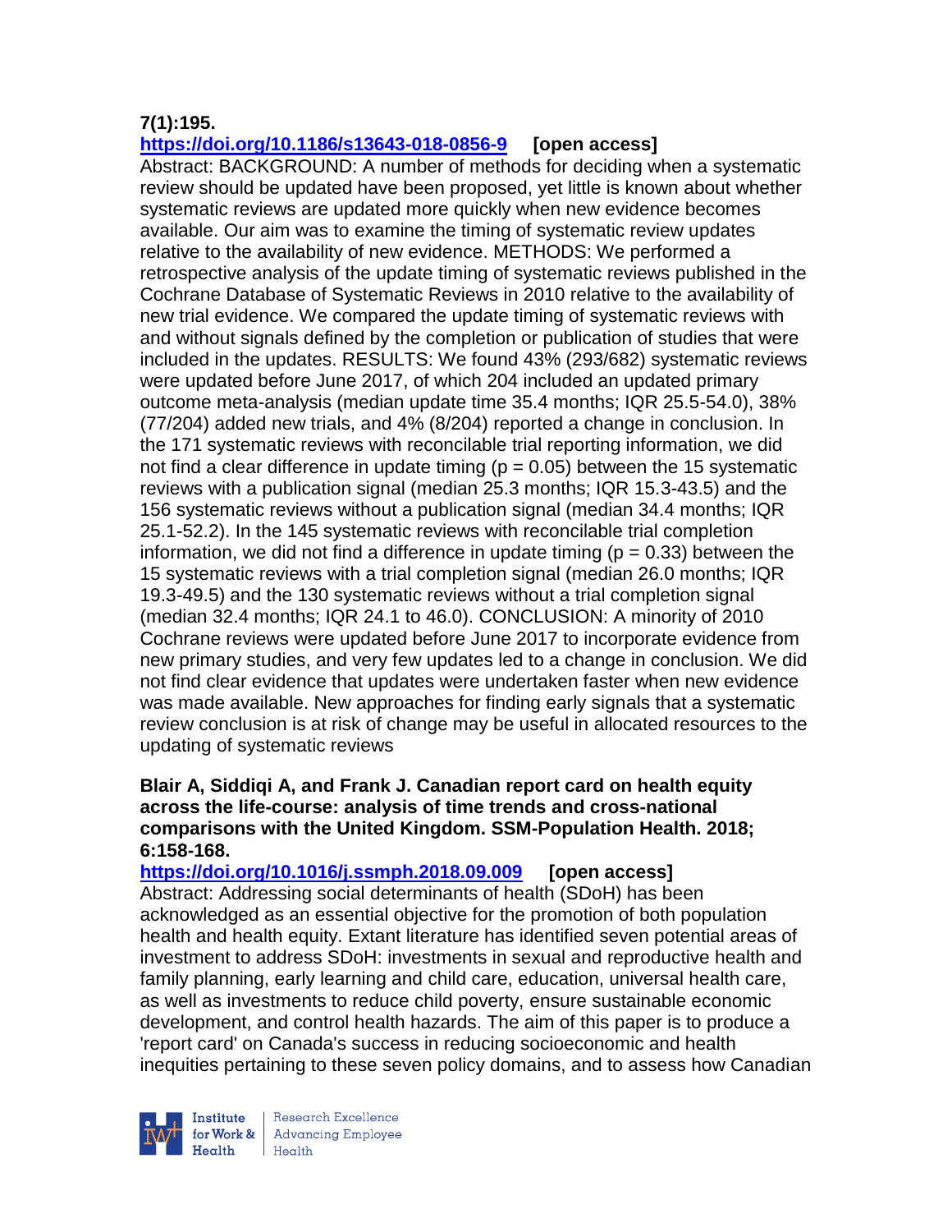**7(1):195.**
**https://doi.org/10.1186/s13643-018-0856-9** **[open access]**
Abstract: BACKGROUND: A number of methods for deciding when a systematic review should be updated have been proposed, yet little is known about whether systematic reviews are updated more quickly when new evidence becomes available. Our aim was to examine the timing of systematic review updates relative to the availability of new evidence. METHODS: We performed a retrospective analysis of the update timing of systematic reviews published in the Cochrane Database of Systematic Reviews in 2010 relative to the availability of new trial evidence. We compared the update timing of systematic reviews with and without signals defined by the completion or publication of studies that were included in the updates. RESULTS: We found 43% (293/682) systematic reviews were updated before June 2017, of which 204 included an updated primary outcome meta-analysis (median update time 35.4 months; IQR 25.5-54.0), 38% (77/204) added new trials, and 4% (8/204) reported a change in conclusion. In the 171 systematic reviews with reconcilable trial reporting information, we did not find a clear difference in update timing ($p = 0.05$) between the 15 systematic reviews with a publication signal (median 25.3 months; IQR 15.3-43.5) and the 156 systematic reviews without a publication signal (median 34.4 months; IQR 25.1-52.2). In the 145 systematic reviews with reconcilable trial completion information, we did not find a difference in update timing ($p = 0.33$) between the 15 systematic reviews with a trial completion signal (median 26.0 months; IQR 19.3-49.5) and the 130 systematic reviews without a trial completion signal (median 32.4 months; IQR 24.1 to 46.0). CONCLUSION: A minority of 2010 Cochrane reviews were updated before June 2017 to incorporate evidence from new primary studies, and very few updates led to a change in conclusion. We did not find clear evidence that updates were undertaken faster when new evidence was made available. New approaches for finding early signals that a systematic review conclusion is at risk of change may be useful in allocated resources to the updating of systematic reviews

**Blair A, Siddiqi A, and Frank J. Canadian report card on health equity across the life-course: analysis of time trends and cross-national comparisons with the United Kingdom. SSM-Population Health. 2018; 6:158-168.**
**https://doi.org/10.1016/j.ssmph.2018.09.009** **[open access]**
Abstract: Addressing social determinants of health (SDoH) has been acknowledged as an essential objective for the promotion of both population health and health equity. Extant literature has identified seven potential areas of investment to address SDoH: investments in sexual and reproductive health and family planning, early learning and child care, education, universal health care, as well as investments to reduce child poverty, ensure sustainable economic development, and control health hazards. The aim of this paper is to produce a 'report card' on Canada's success in reducing socioeconomic and health inequities pertaining to these seven policy domains, and to assess how Canadian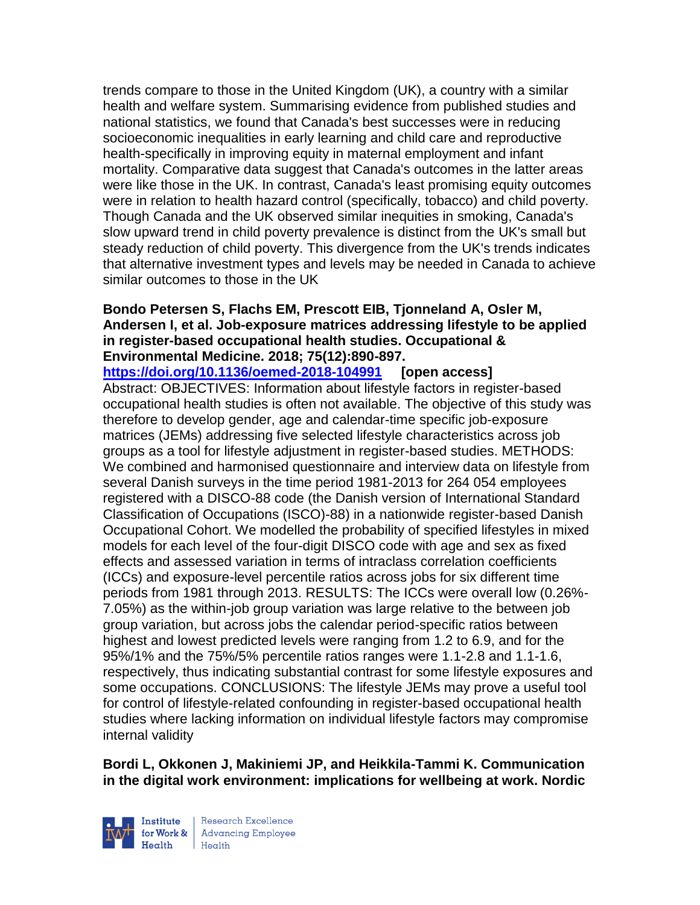trends compare to those in the United Kingdom (UK), a country with a similar health and welfare system. Summarising evidence from published studies and national statistics, we found that Canada's best successes were in reducing socioeconomic inequalities in early learning and child care and reproductive health-specifically in improving equity in maternal employment and infant mortality. Comparative data suggest that Canada's outcomes in the latter areas were like those in the UK. In contrast, Canada's least promising equity outcomes were in relation to health hazard control (specifically, tobacco) and child poverty. Though Canada and the UK observed similar inequities in smoking, Canada's slow upward trend in child poverty prevalence is distinct from the UK's small but steady reduction of child poverty. This divergence from the UK's trends indicates that alternative investment types and levels may be needed in Canada to achieve similar outcomes to those in the UK

**Bondo Petersen S, Flachs EM, Prescott EIB, Tjonneland A, Osler M, Andersen I, et al. Job-exposure matrices addressing lifestyle to be applied in register-based occupational health studies. Occupational & Environmental Medicine. 2018; 75(12):890-897.**

**https://doi.org/10.1136/oemed-2018-104991 [open access]**

Abstract: OBJECTIVES: Information about lifestyle factors in register-based occupational health studies is often not available. The objective of this study was therefore to develop gender, age and calendar-time specific job-exposure matrices (JEMs) addressing five selected lifestyle characteristics across job groups as a tool for lifestyle adjustment in register-based studies. METHODS: We combined and harmonised questionnaire and interview data on lifestyle from several Danish surveys in the time period 1981-2013 for 264 054 employees registered with a DISCO-88 code (the Danish version of International Standard Classification of Occupations (ISCO)-88) in a nationwide register-based Danish Occupational Cohort. We modelled the probability of specified lifestyles in mixed models for each level of the four-digit DISCO code with age and sex as fixed effects and assessed variation in terms of intraclass correlation coefficients (ICCs) and exposure-level percentile ratios across jobs for six different time periods from 1981 through 2013. RESULTS: The ICCs were overall low (0.26%-7.05%) as the within-job group variation was large relative to the between job group variation, but across jobs the calendar period-specific ratios between highest and lowest predicted levels were ranging from 1.2 to 6.9, and for the 95%/1% and the 75%/5% percentile ratios ranges were 1.1-2.8 and 1.1-1.6, respectively, thus indicating substantial contrast for some lifestyle exposures and some occupations. CONCLUSIONS: The lifestyle JEMs may prove a useful tool for control of lifestyle-related confounding in register-based occupational health studies where lacking information on individual lifestyle factors may compromise internal validity

**Bordi L, Okkonen J, Makiniemi JP, and Heikkila-Tammi K. Communication in the digital work environment: implications for wellbeing at work. Nordic**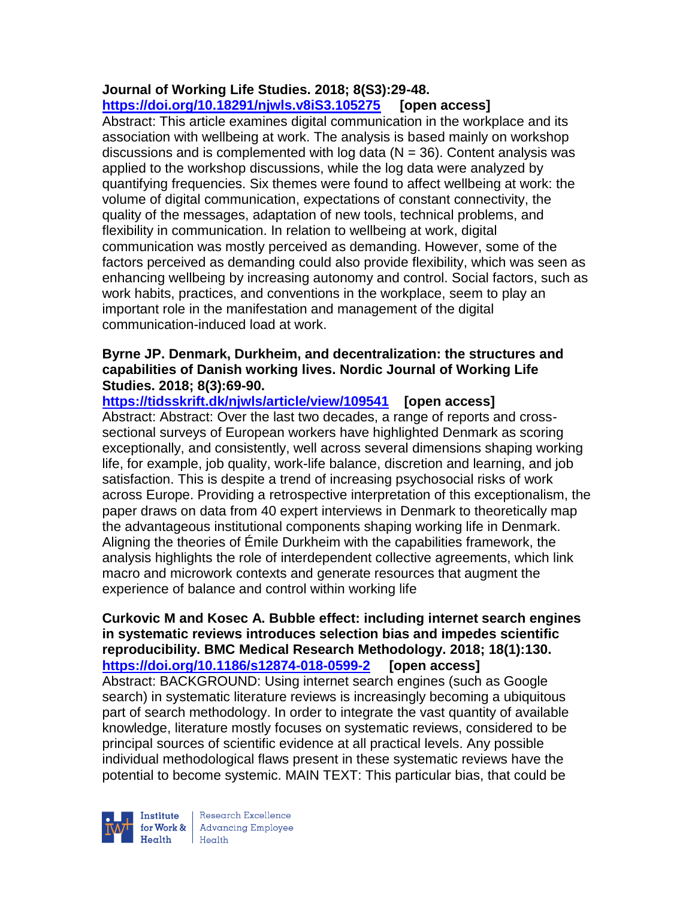**Journal of Working Life Studies. 2018; 8(S3):29-48.**
**https://doi.org/10.18291/njwls.v8iS3.105275 [open access]**
Abstract: This article examines digital communication in the workplace and its association with wellbeing at work. The analysis is based mainly on workshop discussions and is complemented with log data (N = 36). Content analysis was applied to the workshop discussions, while the log data were analyzed by quantifying frequencies. Six themes were found to affect wellbeing at work: the volume of digital communication, expectations of constant connectivity, the quality of the messages, adaptation of new tools, technical problems, and flexibility in communication. In relation to wellbeing at work, digital communication was mostly perceived as demanding. However, some of the factors perceived as demanding could also provide flexibility, which was seen as enhancing wellbeing by increasing autonomy and control. Social factors, such as work habits, practices, and conventions in the workplace, seem to play an important role in the manifestation and management of the digital communication-induced load at work.

**Byrne JP. Denmark, Durkheim, and decentralization: the structures and capabilities of Danish working lives. Nordic Journal of Working Life Studies. 2018; 8(3):69-90.**
**https://tidsskrift.dk/njwls/article/view/109541 [open access]**
Abstract: Abstract: Over the last two decades, a range of reports and cross-sectional surveys of European workers have highlighted Denmark as scoring exceptionally, and consistently, well across several dimensions shaping working life, for example, job quality, work-life balance, discretion and learning, and job satisfaction. This is despite a trend of increasing psychosocial risks of work across Europe. Providing a retrospective interpretation of this exceptionalism, the paper draws on data from 40 expert interviews in Denmark to theoretically map the advantageous institutional components shaping working life in Denmark. Aligning the theories of Émile Durkheim with the capabilities framework, the analysis highlights the role of interdependent collective agreements, which link macro and microwork contexts and generate resources that augment the experience of balance and control within working life

**Curkovic M and Kosec A. Bubble effect: including internet search engines in systematic reviews introduces selection bias and impedes scientific reproducibility. BMC Medical Research Methodology. 2018; 18(1):130.**
**https://doi.org/10.1186/s12874-018-0599-2 [open access]**
Abstract: BACKGROUND: Using internet search engines (such as Google search) in systematic literature reviews is increasingly becoming a ubiquitous part of search methodology. In order to integrate the vast quantity of available knowledge, literature mostly focuses on systematic reviews, considered to be principal sources of scientific evidence at all practical levels. Any possible individual methodological flaws present in these systematic reviews have the potential to become systemic. MAIN TEXT: This particular bias, that could be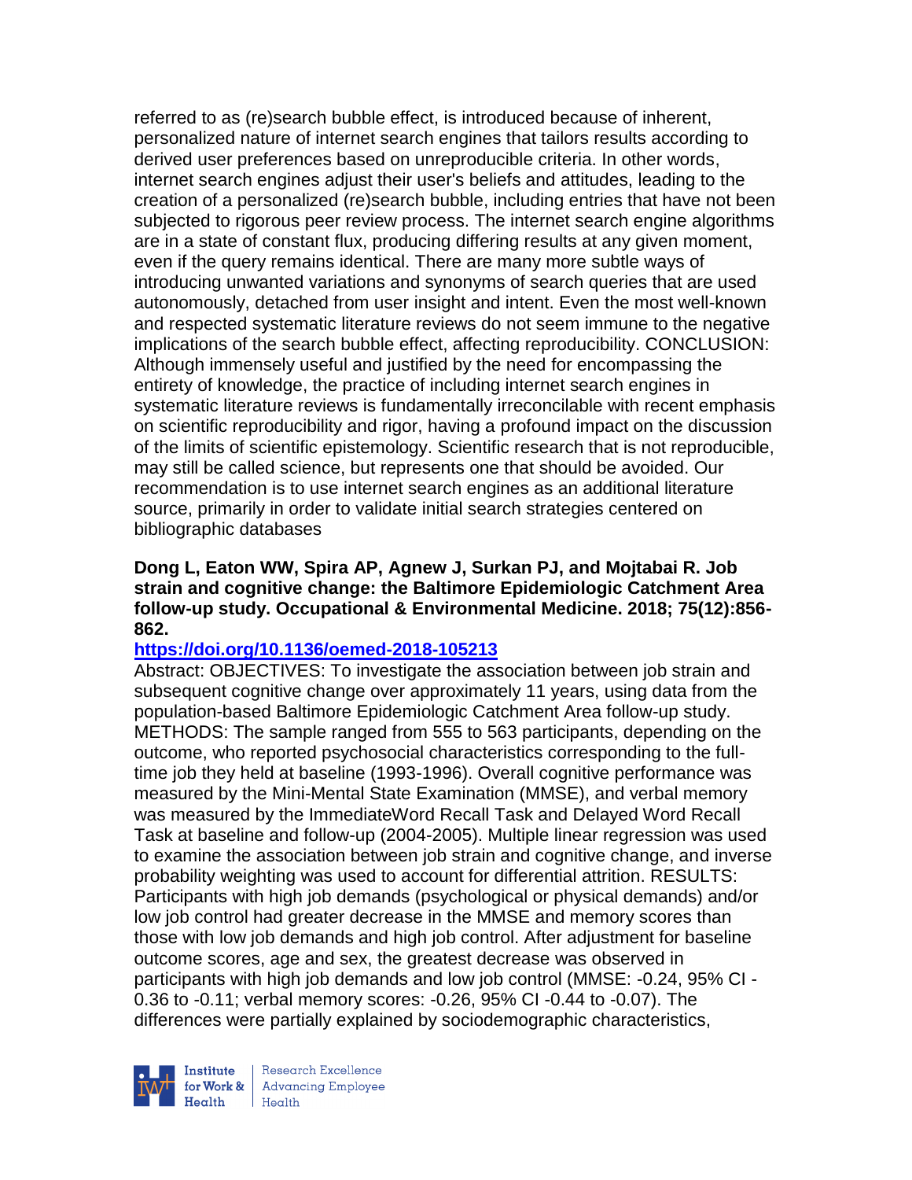referred to as (re)search bubble effect, is introduced because of inherent, personalized nature of internet search engines that tailors results according to derived user preferences based on unreproducible criteria. In other words, internet search engines adjust their user's beliefs and attitudes, leading to the creation of a personalized (re)search bubble, including entries that have not been subjected to rigorous peer review process. The internet search engine algorithms are in a state of constant flux, producing differing results at any given moment, even if the query remains identical. There are many more subtle ways of introducing unwanted variations and synonyms of search queries that are used autonomously, detached from user insight and intent. Even the most well-known and respected systematic literature reviews do not seem immune to the negative implications of the search bubble effect, affecting reproducibility. CONCLUSION: Although immensely useful and justified by the need for encompassing the entirety of knowledge, the practice of including internet search engines in systematic literature reviews is fundamentally irreconcilable with recent emphasis on scientific reproducibility and rigor, having a profound impact on the discussion of the limits of scientific epistemology. Scientific research that is not reproducible, may still be called science, but represents one that should be avoided. Our recommendation is to use internet search engines as an additional literature source, primarily in order to validate initial search strategies centered on bibliographic databases

**Dong L, Eaton WW, Spira AP, Agnew J, Surkan PJ, and Mojtabai R. Job strain and cognitive change: the Baltimore Epidemiologic Catchment Area follow-up study. Occupational & Environmental Medicine. 2018; 75(12):856-862.**

**https://doi.org/10.1136/oemed-2018-105213**

Abstract: OBJECTIVES: To investigate the association between job strain and subsequent cognitive change over approximately 11 years, using data from the population-based Baltimore Epidemiologic Catchment Area follow-up study. METHODS: The sample ranged from 555 to 563 participants, depending on the outcome, who reported psychosocial characteristics corresponding to the full-time job they held at baseline (1993-1996). Overall cognitive performance was measured by the Mini-Mental State Examination (MMSE), and verbal memory was measured by the ImmediateWord Recall Task and Delayed Word Recall Task at baseline and follow-up (2004-2005). Multiple linear regression was used to examine the association between job strain and cognitive change, and inverse probability weighting was used to account for differential attrition. RESULTS: Participants with high job demands (psychological or physical demands) and/or low job control had greater decrease in the MMSE and memory scores than those with low job demands and high job control. After adjustment for baseline outcome scores, age and sex, the greatest decrease was observed in participants with high job demands and low job control (MMSE: -0.24, 95% CI -0.36 to -0.11; verbal memory scores: -0.26, 95% CI -0.44 to -0.07). The differences were partially explained by sociodemographic characteristics,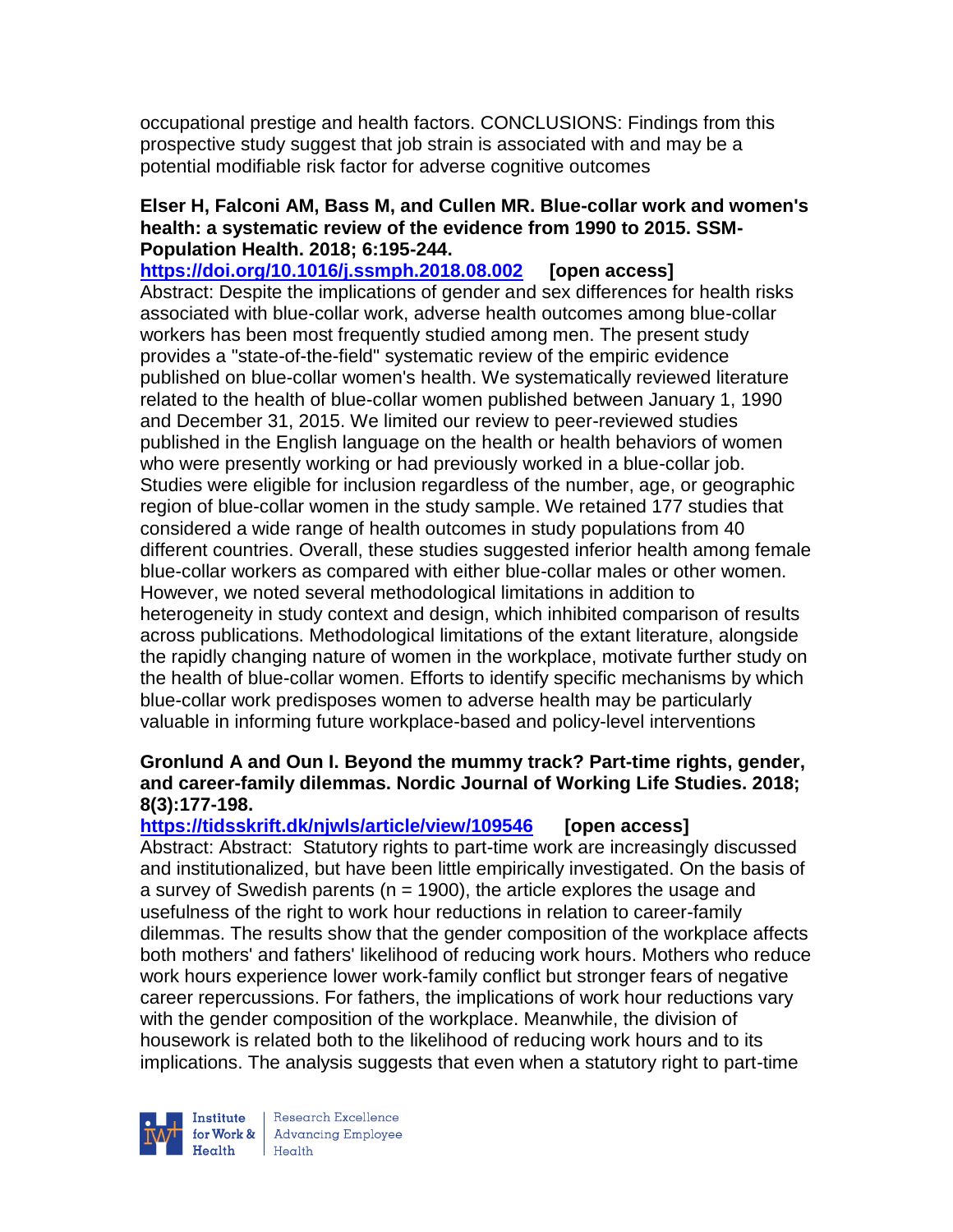occupational prestige and health factors. CONCLUSIONS: Findings from this prospective study suggest that job strain is associated with and may be a potential modifiable risk factor for adverse cognitive outcomes

**Elser H, Falconi AM, Bass M, and Cullen MR. Blue-collar work and women's health: a systematic review of the evidence from 1990 to 2015. SSM-Population Health. 2018; 6:195-244.**

**https://doi.org/10.1016/j.ssmph.2018.08.002 [open access]**

Abstract: Despite the implications of gender and sex differences for health risks associated with blue-collar work, adverse health outcomes among blue-collar workers has been most frequently studied among men. The present study provides a "state-of-the-field" systematic review of the empiric evidence published on blue-collar women's health. We systematically reviewed literature related to the health of blue-collar women published between January 1, 1990 and December 31, 2015. We limited our review to peer-reviewed studies published in the English language on the health or health behaviors of women who were presently working or had previously worked in a blue-collar job. Studies were eligible for inclusion regardless of the number, age, or geographic region of blue-collar women in the study sample. We retained 177 studies that considered a wide range of health outcomes in study populations from 40 different countries. Overall, these studies suggested inferior health among female blue-collar workers as compared with either blue-collar males or other women. However, we noted several methodological limitations in addition to heterogeneity in study context and design, which inhibited comparison of results across publications. Methodological limitations of the extant literature, alongside the rapidly changing nature of women in the workplace, motivate further study on the health of blue-collar women. Efforts to identify specific mechanisms by which blue-collar work predisposes women to adverse health may be particularly valuable in informing future workplace-based and policy-level interventions

**Gronlund A and Oun I. Beyond the mummy track? Part-time rights, gender, and career-family dilemmas. Nordic Journal of Working Life Studies. 2018; 8(3):177-198.**

**https://tidsskrift.dk/njwls/article/view/109546 [open access]**

Abstract: Abstract: Statutory rights to part-time work are increasingly discussed and institutionalized, but have been little empirically investigated. On the basis of a survey of Swedish parents (n = 1900), the article explores the usage and usefulness of the right to work hour reductions in relation to career-family dilemmas. The results show that the gender composition of the workplace affects both mothers' and fathers' likelihood of reducing work hours. Mothers who reduce work hours experience lower work-family conflict but stronger fears of negative career repercussions. For fathers, the implications of work hour reductions vary with the gender composition of the workplace. Meanwhile, the division of housework is related both to the likelihood of reducing work hours and to its implications. The analysis suggests that even when a statutory right to part-time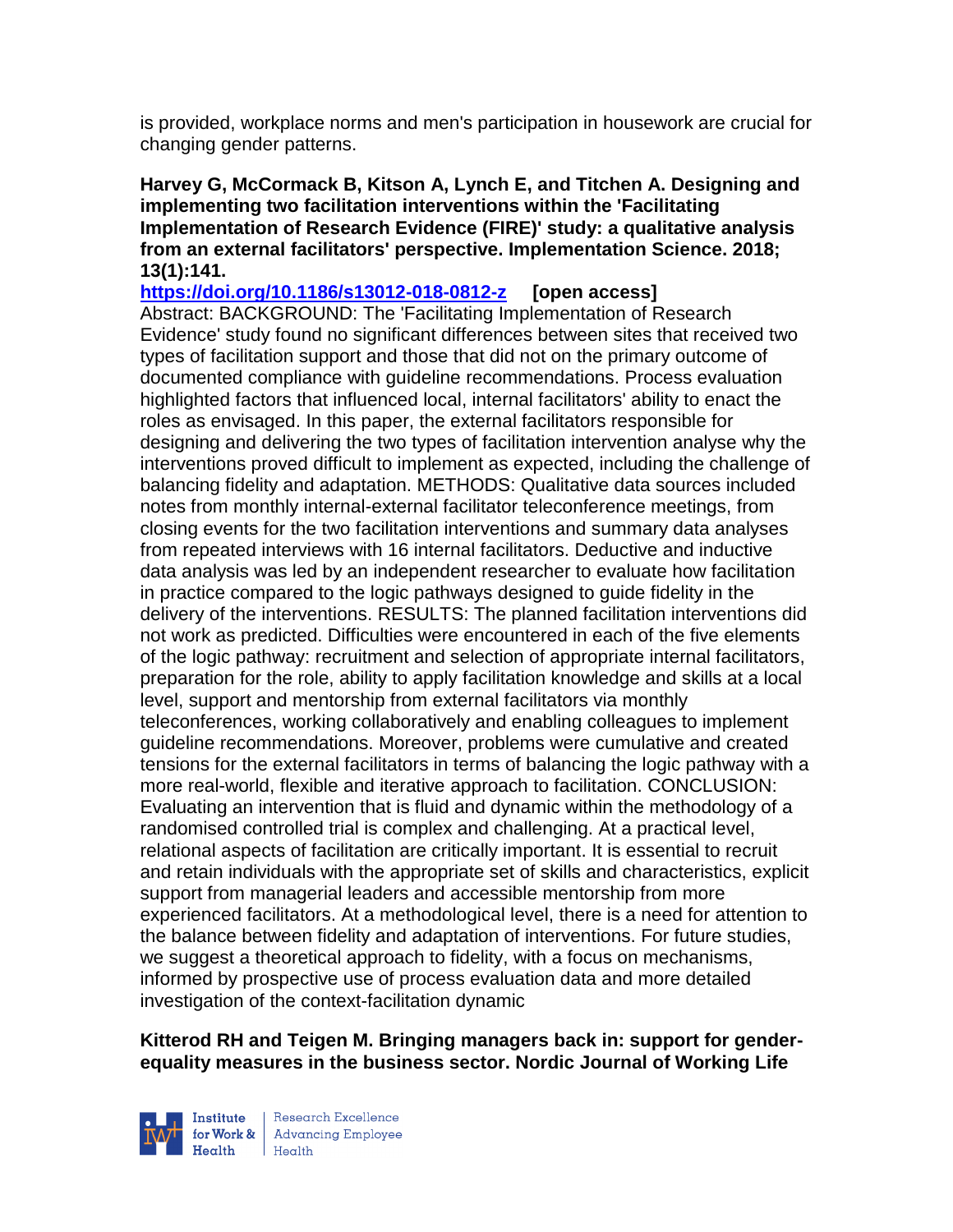is provided, workplace norms and men's participation in housework are crucial for changing gender patterns.

**Harvey G, McCormack B, Kitson A, Lynch E, and Titchen A. Designing and implementing two facilitation interventions within the 'Facilitating Implementation of Research Evidence (FIRE)' study: a qualitative analysis from an external facilitators' perspective. Implementation Science. 2018; 13(1):141.**

**https://doi.org/10.1186/s13012-018-0812-z [open access]**

Abstract: BACKGROUND: The 'Facilitating Implementation of Research Evidence' study found no significant differences between sites that received two types of facilitation support and those that did not on the primary outcome of documented compliance with guideline recommendations. Process evaluation highlighted factors that influenced local, internal facilitators' ability to enact the roles as envisaged. In this paper, the external facilitators responsible for designing and delivering the two types of facilitation intervention analyse why the interventions proved difficult to implement as expected, including the challenge of balancing fidelity and adaptation. METHODS: Qualitative data sources included notes from monthly internal-external facilitator teleconference meetings, from closing events for the two facilitation interventions and summary data analyses from repeated interviews with 16 internal facilitators. Deductive and inductive data analysis was led by an independent researcher to evaluate how facilitation in practice compared to the logic pathways designed to guide fidelity in the delivery of the interventions. RESULTS: The planned facilitation interventions did not work as predicted. Difficulties were encountered in each of the five elements of the logic pathway: recruitment and selection of appropriate internal facilitators, preparation for the role, ability to apply facilitation knowledge and skills at a local level, support and mentorship from external facilitators via monthly teleconferences, working collaboratively and enabling colleagues to implement guideline recommendations. Moreover, problems were cumulative and created tensions for the external facilitators in terms of balancing the logic pathway with a more real-world, flexible and iterative approach to facilitation. CONCLUSION: Evaluating an intervention that is fluid and dynamic within the methodology of a randomised controlled trial is complex and challenging. At a practical level, relational aspects of facilitation are critically important. It is essential to recruit and retain individuals with the appropriate set of skills and characteristics, explicit support from managerial leaders and accessible mentorship from more experienced facilitators. At a methodological level, there is a need for attention to the balance between fidelity and adaptation of interventions. For future studies, we suggest a theoretical approach to fidelity, with a focus on mechanisms, informed by prospective use of process evaluation data and more detailed investigation of the context-facilitation dynamic

**Kitterod RH and Teigen M. Bringing managers back in: support for gender-equality measures in the business sector. Nordic Journal of Working Life**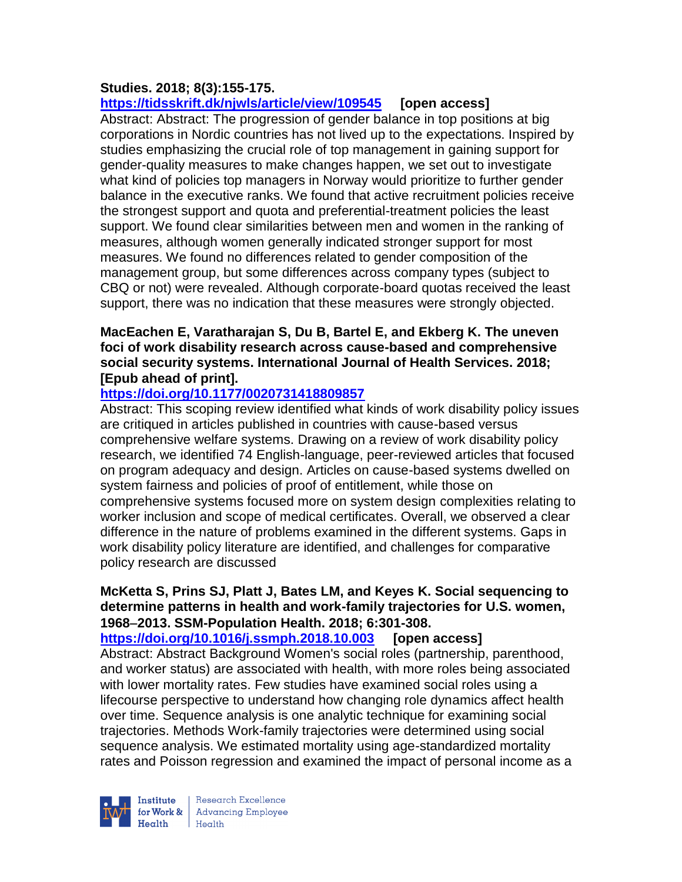**Studies. 2018; 8(3):155-175.**

**https://tidsskrift.dk/njwls/article/view/109545 [open access]**

Abstract: Abstract: The progression of gender balance in top positions at big corporations in Nordic countries has not lived up to the expectations. Inspired by studies emphasizing the crucial role of top management in gaining support for gender-quality measures to make changes happen, we set out to investigate what kind of policies top managers in Norway would prioritize to further gender balance in the executive ranks. We found that active recruitment policies receive the strongest support and quota and preferential-treatment policies the least support. We found clear similarities between men and women in the ranking of measures, although women generally indicated stronger support for most measures. We found no differences related to gender composition of the management group, but some differences across company types (subject to CBQ or not) were revealed. Although corporate-board quotas received the least support, there was no indication that these measures were strongly objected.

**MacEachen E, Varatharajan S, Du B, Bartel E, and Ekberg K. The uneven foci of work disability research across cause-based and comprehensive social security systems. International Journal of Health Services. 2018; [Epub ahead of print].**

**https://doi.org/10.1177/0020731418809857**

Abstract: This scoping review identified what kinds of work disability policy issues are critiqued in articles published in countries with cause-based versus comprehensive welfare systems. Drawing on a review of work disability policy research, we identified 74 English-language, peer-reviewed articles that focused on program adequacy and design. Articles on cause-based systems dwelled on system fairness and policies of proof of entitlement, while those on comprehensive systems focused more on system design complexities relating to worker inclusion and scope of medical certificates. Overall, we observed a clear difference in the nature of problems examined in the different systems. Gaps in work disability policy literature are identified, and challenges for comparative policy research are discussed

**McKetta S, Prins SJ, Platt J, Bates LM, and Keyes K. Social sequencing to determine patterns in health and work-family trajectories for U.S. women, 1968–2013. SSM-Population Health. 2018; 6:301-308.**

**https://doi.org/10.1016/j.ssmph.2018.10.003 [open access]**

Abstract: Abstract Background Women's social roles (partnership, parenthood, and worker status) are associated with health, with more roles being associated with lower mortality rates. Few studies have examined social roles using a lifecourse perspective to understand how changing role dynamics affect health over time. Sequence analysis is one analytic technique for examining social trajectories. Methods Work-family trajectories were determined using social sequence analysis. We estimated mortality using age-standardized mortality rates and Poisson regression and examined the impact of personal income as a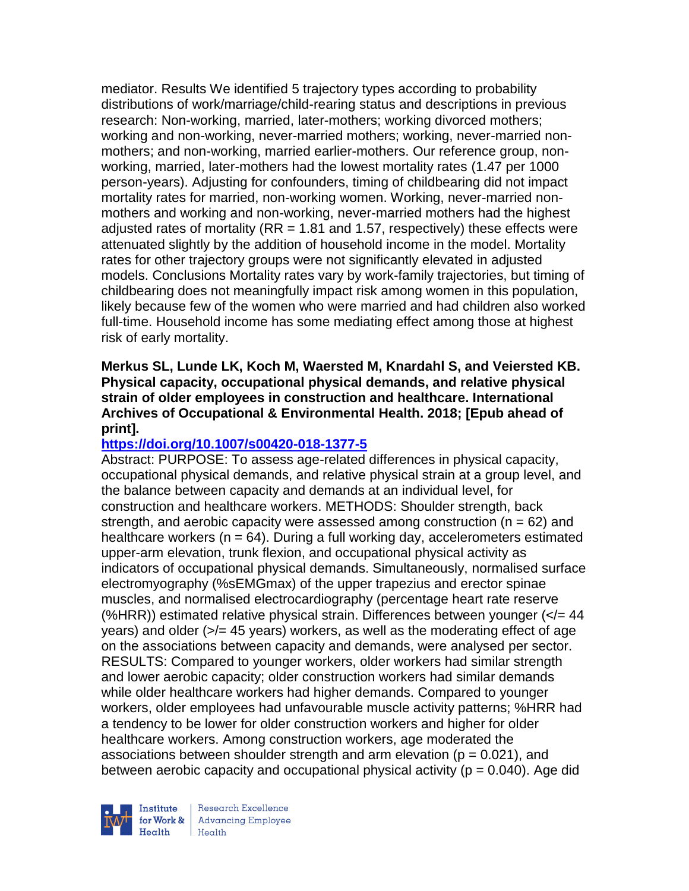mediator. Results We identified 5 trajectory types according to probability distributions of work/marriage/child-rearing status and descriptions in previous research: Non-working, married, later-mothers; working divorced mothers; working and non-working, never-married mothers; working, never-married non-mothers; and non-working, married earlier-mothers. Our reference group, non-working, married, later-mothers had the lowest mortality rates (1.47 per 1000 person-years). Adjusting for confounders, timing of childbearing did not impact mortality rates for married, non-working women. Working, never-married non-mothers and working and non-working, never-married mothers had the highest adjusted rates of mortality (RR = 1.81 and 1.57, respectively) these effects were attenuated slightly by the addition of household income in the model. Mortality rates for other trajectory groups were not significantly elevated in adjusted models. Conclusions Mortality rates vary by work-family trajectories, but timing of childbearing does not meaningfully impact risk among women in this population, likely because few of the women who were married and had children also worked full-time. Household income has some mediating effect among those at highest risk of early mortality.

**Merkus SL, Lunde LK, Koch M, Waersted M, Knardahl S, and Veiersted KB. Physical capacity, occupational physical demands, and relative physical strain of older employees in construction and healthcare. International Archives of Occupational & Environmental Health. 2018; [Epub ahead of print].**

**https://doi.org/10.1007/s00420-018-1377-5**

Abstract: PURPOSE: To assess age-related differences in physical capacity, occupational physical demands, and relative physical strain at a group level, and the balance between capacity and demands at an individual level, for construction and healthcare workers. METHODS: Shoulder strength, back strength, and aerobic capacity were assessed among construction (n = 62) and healthcare workers (n = 64). During a full working day, accelerometers estimated upper-arm elevation, trunk flexion, and occupational physical activity as indicators of occupational physical demands. Simultaneously, normalised surface electromyography (%sEMGmax) of the upper trapezius and erector spinae muscles, and normalised electrocardiography (percentage heart rate reserve (%HRR)) estimated relative physical strain. Differences between younger (</= 44 years) and older (>/= 45 years) workers, as well as the moderating effect of age on the associations between capacity and demands, were analysed per sector. RESULTS: Compared to younger workers, older workers had similar strength and lower aerobic capacity; older construction workers had similar demands while older healthcare workers had higher demands. Compared to younger workers, older employees had unfavourable muscle activity patterns; %HRR had a tendency to be lower for older construction workers and higher for older healthcare workers. Among construction workers, age moderated the associations between shoulder strength and arm elevation (p = 0.021), and between aerobic capacity and occupational physical activity (p = 0.040). Age did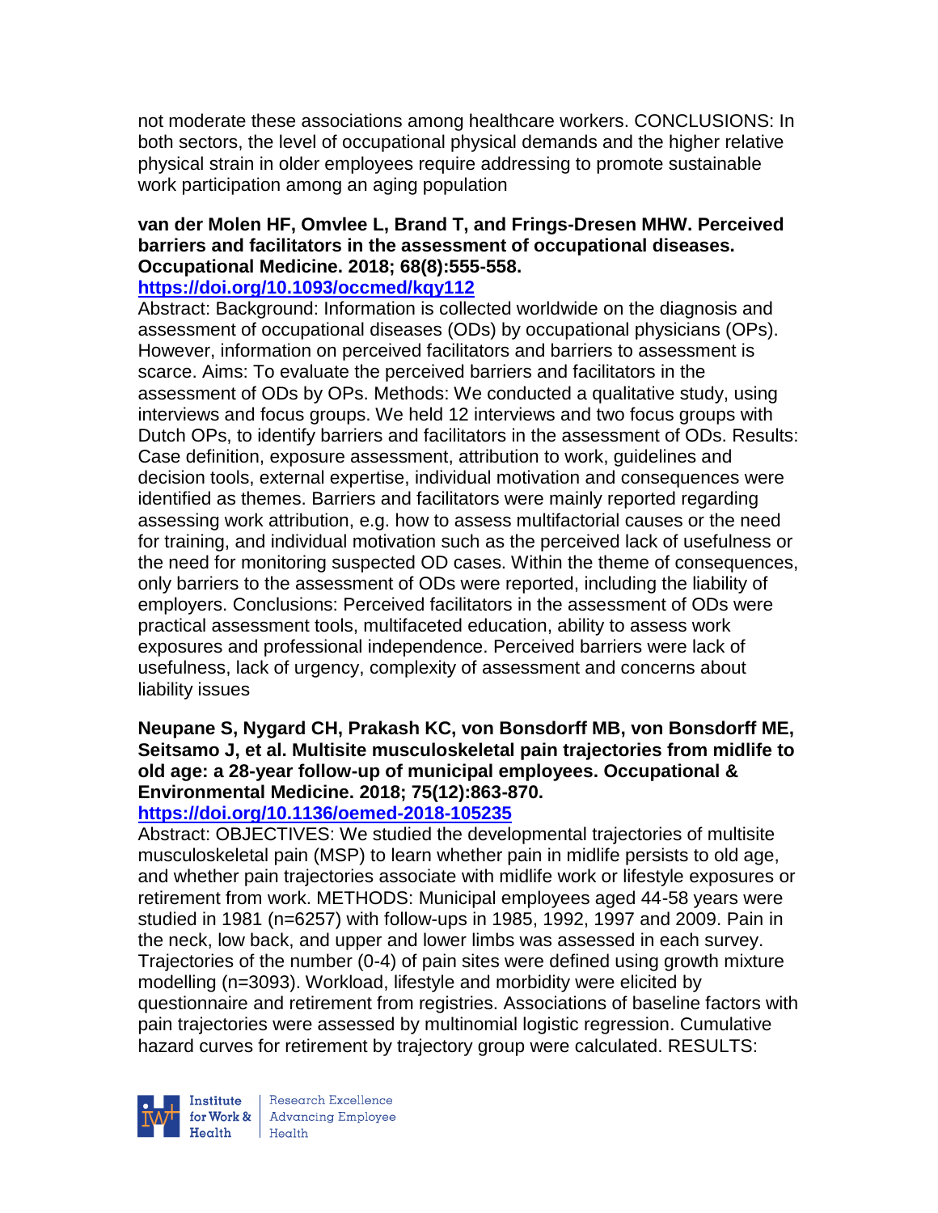not moderate these associations among healthcare workers. CONCLUSIONS: In both sectors, the level of occupational physical demands and the higher relative physical strain in older employees require addressing to promote sustainable work participation among an aging population

**van der Molen HF, Omvlee L, Brand T, and Frings-Dresen MHW. Perceived barriers and facilitators in the assessment of occupational diseases. Occupational Medicine. 2018; 68(8):555-558.**
**https://doi.org/10.1093/occmed/kqy112**
Abstract: Background: Information is collected worldwide on the diagnosis and assessment of occupational diseases (ODs) by occupational physicians (OPs). However, information on perceived facilitators and barriers to assessment is scarce. Aims: To evaluate the perceived barriers and facilitators in the assessment of ODs by OPs. Methods: We conducted a qualitative study, using interviews and focus groups. We held 12 interviews and two focus groups with Dutch OPs, to identify barriers and facilitators in the assessment of ODs. Results: Case definition, exposure assessment, attribution to work, guidelines and decision tools, external expertise, individual motivation and consequences were identified as themes. Barriers and facilitators were mainly reported regarding assessing work attribution, e.g. how to assess multifactorial causes or the need for training, and individual motivation such as the perceived lack of usefulness or the need for monitoring suspected OD cases. Within the theme of consequences, only barriers to the assessment of ODs were reported, including the liability of employers. Conclusions: Perceived facilitators in the assessment of ODs were practical assessment tools, multifaceted education, ability to assess work exposures and professional independence. Perceived barriers were lack of usefulness, lack of urgency, complexity of assessment and concerns about liability issues

**Neupane S, Nygard CH, Prakash KC, von Bonsdorff MB, von Bonsdorff ME, Seitsamo J, et al. Multisite musculoskeletal pain trajectories from midlife to old age: a 28-year follow-up of municipal employees. Occupational & Environmental Medicine. 2018; 75(12):863-870.**
**https://doi.org/10.1136/oemed-2018-105235**
Abstract: OBJECTIVES: We studied the developmental trajectories of multisite musculoskeletal pain (MSP) to learn whether pain in midlife persists to old age, and whether pain trajectories associate with midlife work or lifestyle exposures or retirement from work. METHODS: Municipal employees aged 44-58 years were studied in 1981 (n=6257) with follow-ups in 1985, 1992, 1997 and 2009. Pain in the neck, low back, and upper and lower limbs was assessed in each survey. Trajectories of the number (0-4) of pain sites were defined using growth mixture modelling (n=3093). Workload, lifestyle and morbidity were elicited by questionnaire and retirement from registries. Associations of baseline factors with pain trajectories were assessed by multinomial logistic regression. Cumulative hazard curves for retirement by trajectory group were calculated. RESULTS: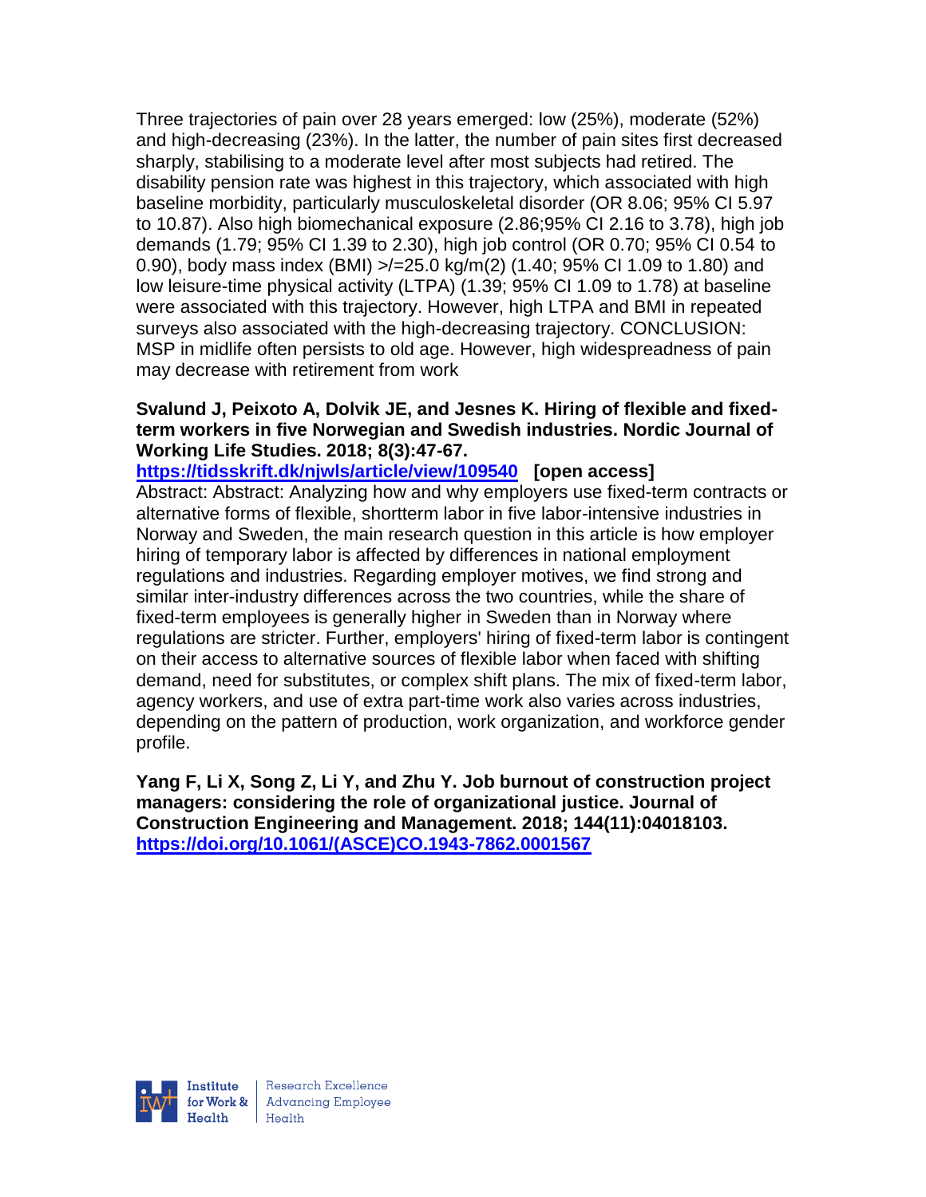Three trajectories of pain over 28 years emerged: low (25%), moderate (52%) and high-decreasing (23%). In the latter, the number of pain sites first decreased sharply, stabilising to a moderate level after most subjects had retired. The disability pension rate was highest in this trajectory, which associated with high baseline morbidity, particularly musculoskeletal disorder (OR 8.06; 95% CI 5.97 to 10.87). Also high biomechanical exposure (2.86;95% CI 2.16 to 3.78), high job demands (1.79; 95% CI 1.39 to 2.30), high job control (OR 0.70; 95% CI 0.54 to 0.90), body mass index (BMI) >/=25.0 kg/m(2) (1.40; 95% CI 1.09 to 1.80) and low leisure-time physical activity (LTPA) (1.39; 95% CI 1.09 to 1.78) at baseline were associated with this trajectory. However, high LTPA and BMI in repeated surveys also associated with the high-decreasing trajectory. CONCLUSION: MSP in midlife often persists to old age. However, high widespreadness of pain may decrease with retirement from work

**Svalund J, Peixoto A, Dolvik JE, and Jesnes K. Hiring of flexible and fixed-term workers in five Norwegian and Swedish industries. Nordic Journal of Working Life Studies. 2018; 8(3):47-67.**
**https://tidsskrift.dk/njwls/article/view/109540 [open access]**
Abstract: Abstract: Analyzing how and why employers use fixed-term contracts or alternative forms of flexible, shortterm labor in five labor-intensive industries in Norway and Sweden, the main research question in this article is how employer hiring of temporary labor is affected by differences in national employment regulations and industries. Regarding employer motives, we find strong and similar inter-industry differences across the two countries, while the share of fixed-term employees is generally higher in Sweden than in Norway where regulations are stricter. Further, employers' hiring of fixed-term labor is contingent on their access to alternative sources of flexible labor when faced with shifting demand, need for substitutes, or complex shift plans. The mix of fixed-term labor, agency workers, and use of extra part-time work also varies across industries, depending on the pattern of production, work organization, and workforce gender profile.

**Yang F, Li X, Song Z, Li Y, and Zhu Y. Job burnout of construction project managers: considering the role of organizational justice. Journal of Construction Engineering and Management. 2018; 144(11):04018103.**
**https://doi.org/10.1061/(ASCE)CO.1943-7862.0001567**